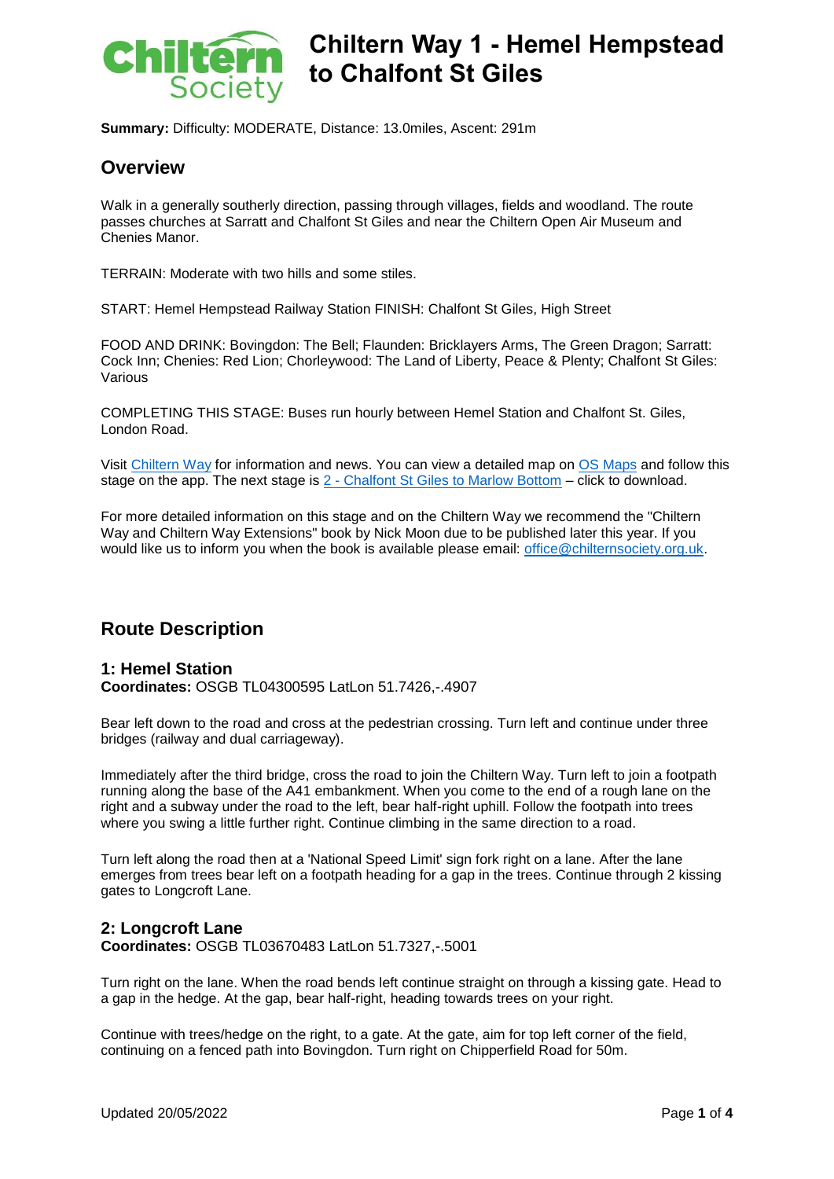# Chiltern Way 1 - Hemel Hempstead to Chalfont St Giles

**Summary:** Difficulty: MODERATE, Distance: 13.0miles, Ascent: 291m

## Overview

Walk in a generally southerly direction, passing through villages, fields and woodland. The route passes churches at Sarratt and Chalfont St Giles and near the Chiltern Open Air Museum and Chenies Manor.

TERRAIN: Moderate with two hills and some stiles.

START: Hemel Hempstead Railway Station FINISH: Chalfont St Giles, High Street

FOOD AND DRINK: Bovingdon: The Bell; Flaunden: Bricklayers Arms, The Green Dragon; Sarratt: Cock Inn; Chenies: Red Lion; Chorleywood: The Land of Liberty, Peace & Plenty; Chalfont St Giles: Various

COMPLETING THIS STAGE: Buses run hourly between Hemel Station and Chalfont St. Giles, London Road.

Visit Chiltern Way for information and news. You can view a detailed map on OS Maps and follow this stage on the app. The next stage is 2 - Chalfont St Giles to Marlow Bottom – click to download.

For more detailed information on this stage and on the Chiltern Way we recommend the "Chiltern Way and Chiltern Way Extensions" book by Nick Moon due to be published later this year. If you would like us to inform you when the book is available please email: office@chilternsociety.org.uk.

## Route Description

### 1: Hemel Station

**Coordinates:** OSGB TL04300595 LatLon 51.7426,-.4907

Bear left down to the road and cross at the pedestrian crossing. Turn left and continue under three bridges (railway and dual carriageway).

Immediately after the third bridge, cross the road to join the Chiltern Way. Turn left to join a footpath running along the base of the A41 embankment. When you come to the end of a rough lane on the right and a subway under the road to the left, bear half-right uphill. Follow the footpath into trees where you swing a little further right. Continue climbing in the same direction to a road.

Turn left along the road then at a 'National Speed Limit' sign fork right on a lane. After the lane emerges from trees bear left on a footpath heading for a gap in the trees. Continue through 2 kissing gates to Longcroft Lane.

### 2: Longcroft Lane

**Coordinates:** OSGB TL03670483 LatLon 51.7327,-.5001

Turn right on the lane. When the road bends left continue straight on through a kissing gate. Head to a gap in the hedge. At the gap, bear half-right, heading towards trees on your right.

Continue with trees/hedge on the right, to a gate. At the gate, aim for top left corner of the field, continuing on a fenced path into Bovingdon. Turn right on Chipperfield Road for 50m.

Updated 20/05/2022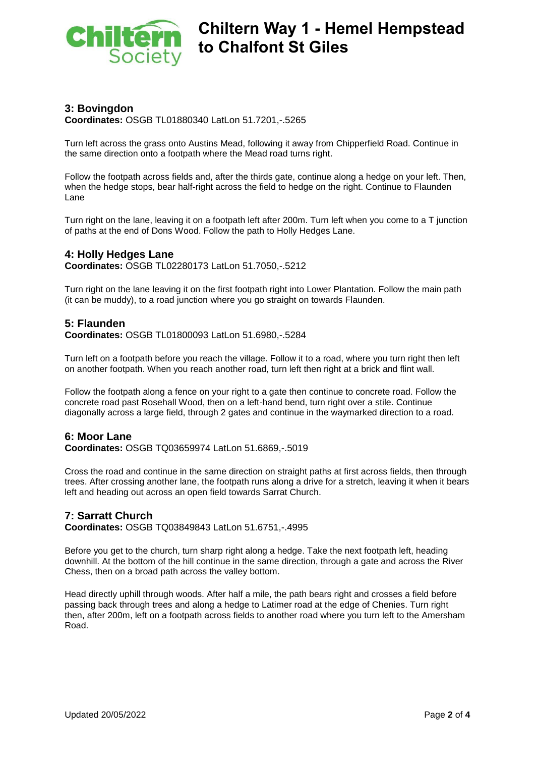## 3: Bovingdon

**Coordinates:** OSGB TL01880340 LatLon 51.7201,-.5265

Turn left across the grass onto Austins Mead, following it away from Chipperfield Road. Continue in the same direction onto a footpath where the Mead road turns right.

Follow the footpath across fields and, after the thirds gate, continue along a hedge on your left. Then, when the hedge stops, bear half-right across the field to hedge on the right. Continue to Flaunden Lane

Turn right on the lane, leaving it on a footpath left after 200m. Turn left when you come to a T junction of paths at the end of Dons Wood. Follow the path to Holly Hedges Lane.

## 4: Holly Hedges Lane

**Coordinates:** OSGB TL02280173 LatLon 51.7050,-.5212

Turn right on the lane leaving it on the first footpath right into Lower Plantation. Follow the main path (it can be muddy), to a road junction where you go straight on towards Flaunden.

## 5: Flaunden

**Coordinates:** OSGB TL01800093 LatLon 51.6980,-.5284

Turn left on a footpath before you reach the village. Follow it to a road, where you turn right then left on another footpath. When you reach another road, turn left then right at a brick and flint wall.

Follow the footpath along a fence on your right to a gate then continue to concrete road. Follow the concrete road past Rosehall Wood, then on a left-hand bend, turn right over a stile. Continue diagonally across a large field, through 2 gates and continue in the waymarked direction to a road.

## 6: Moor Lane

**Coordinates:** OSGB TQ03659974 LatLon 51.6869,-.5019

Cross the road and continue in the same direction on straight paths at first across fields, then through trees. After crossing another lane, the footpath runs along a drive for a stretch, leaving it when it bears left and heading out across an open field towards Sarrat Church.

## 7: Sarratt Church

**Coordinates:** OSGB TQ03849843 LatLon 51.6751,-.4995

Before you get to the church, turn sharp right along a hedge. Take the next footpath left, heading downhill. At the bottom of the hill continue in the same direction, through a gate and across the River Chess, then on a broad path across the valley bottom.

Head directly uphill through woods. After half a mile, the path bears right and crosses a field before passing back through trees and along a hedge to Latimer road at the edge of Chenies. Turn right then, after 200m, left on a footpath across fields to another road where you turn left to the Amersham Road.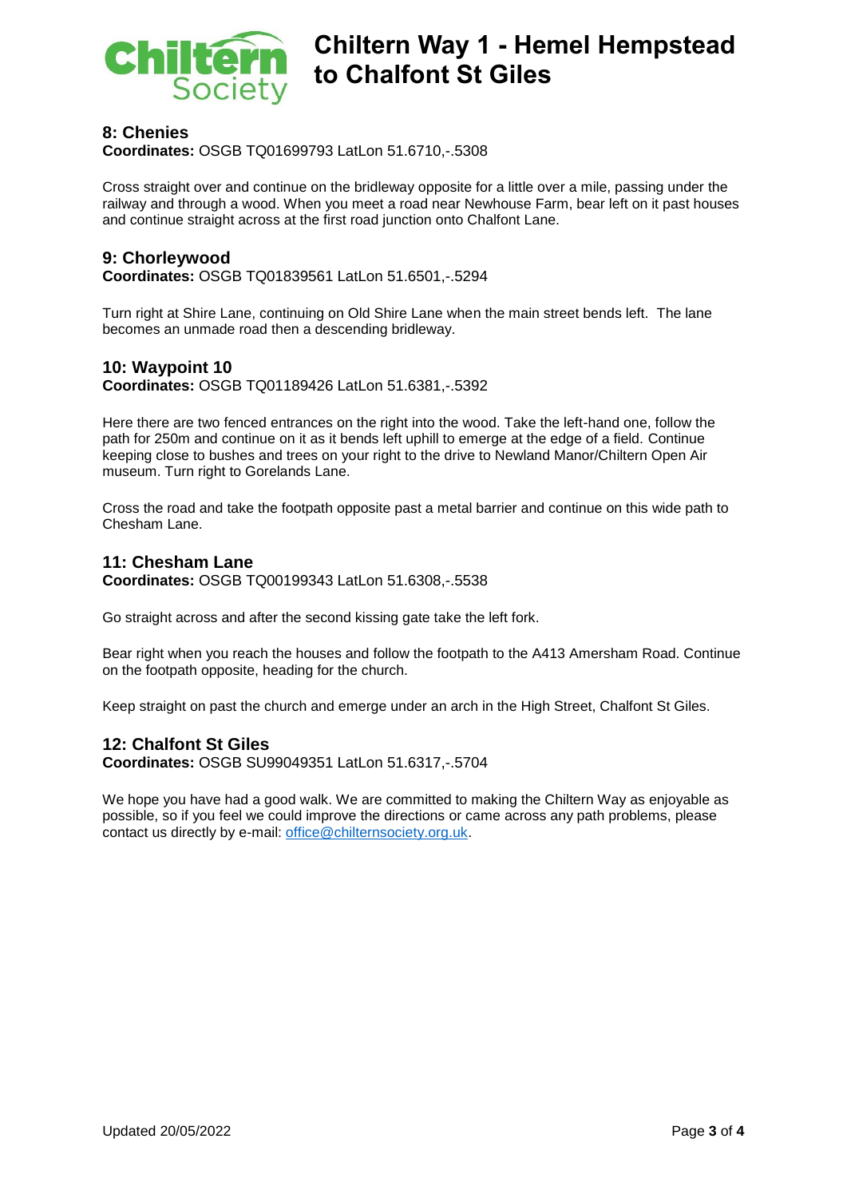## 8: Chenies

**Coordinates:** OSGB TQ01699793 LatLon 51.6710,-.5308

Cross straight over and continue on the bridleway opposite for a little over a mile, passing under the railway and through a wood. When you meet a road near Newhouse Farm, bear left on it past houses and continue straight across at the first road junction onto Chalfont Lane.

## 9: Chorleywood

**Coordinates:** OSGB TQ01839561 LatLon 51.6501,-.5294

Turn right at Shire Lane, continuing on Old Shire Lane when the main street bends left. The lane becomes an unmade road then a descending bridleway.

## 10: Waypoint 10

**Coordinates:** OSGB TQ01189426 LatLon 51.6381,-.5392

Here there are two fenced entrances on the right into the wood. Take the left-hand one, follow the path for 250m and continue on it as it bends left uphill to emerge at the edge of a field. Continue keeping close to bushes and trees on your right to the drive to Newland Manor/Chiltern Open Air museum. Turn right to Gorelands Lane.

Cross the road and take the footpath opposite past a metal barrier and continue on this wide path to Chesham Lane.

## 11: Chesham Lane

**Coordinates:** OSGB TQ00199343 LatLon 51.6308,-.5538

Go straight across and after the second kissing gate take the left fork.

Bear right when you reach the houses and follow the footpath to the A413 Amersham Road. Continue on the footpath opposite, heading for the church.

Keep straight on past the church and emerge under an arch in the High Street, Chalfont St Giles.

## 12: Chalfont St Giles

**Coordinates:** OSGB SU99049351 LatLon 51.6317,-.5704

We hope you have had a good walk. We are committed to making the Chiltern Way as enjoyable as possible, so if you feel we could improve the directions or came across any path problems, please contact us directly by e-mail: office@chilternsociety.org.uk.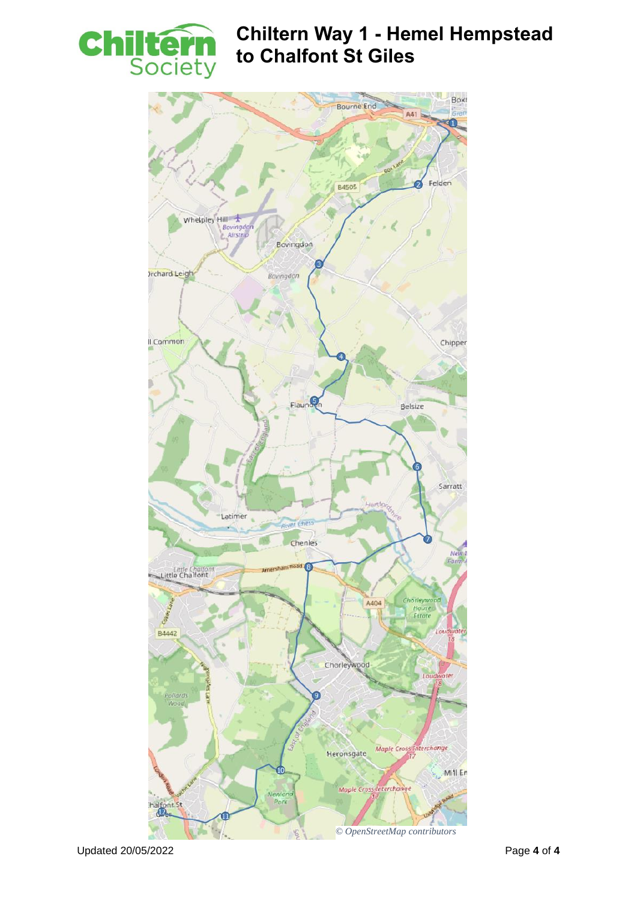# Chiltern Way 1 - Hemel Hempstead to Chalfont St Giles

© OpenStreetMap contributors

Updated 20/05/2022